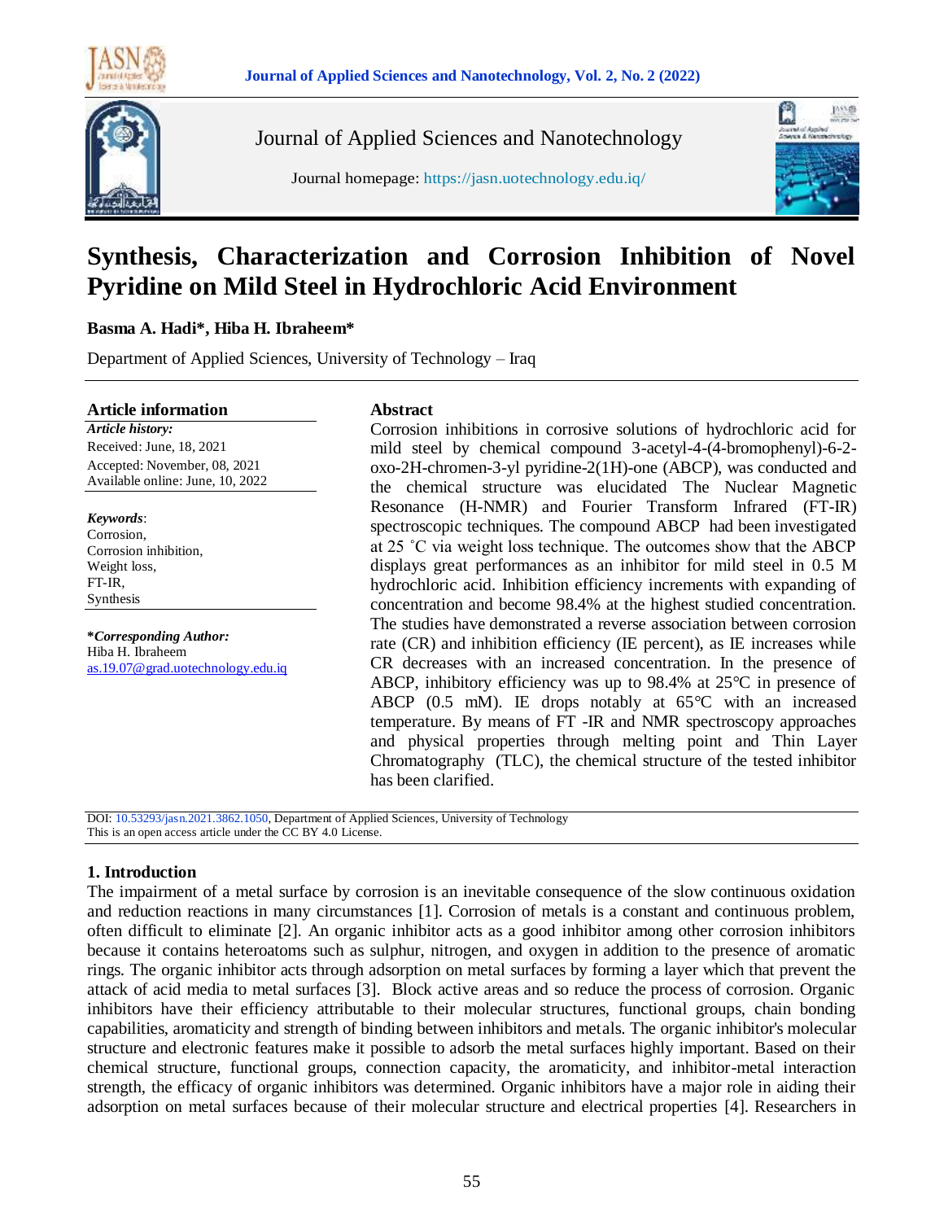# Synthesis, Characterization and Corrosion Inhibition of Novel Pyridine on Mild Steel in Hydrochloric Acid Environment

**Basma A. Hadi\*, Hiba H. Ibraheem\***

Department of Applied Sciences, University of Technology – Iraq

## Article information

***Article history:***

Received: June, 18, 2021

Accepted: November, 08, 2021

Available online: June, 10, 2022

***Keywords***:

Corrosion,

Corrosion inhibition,

Weight loss,

FT-IR,

Synthesis

**\****Corresponding Author:***

Hiba H. Ibraheem

as.19.07@grad.uotechnology.edu.iq

## Abstract

Corrosion inhibitions in corrosive solutions of hydrochloric acid for mild steel by chemical compound 3-acetyl-4-(4-bromophenyl)-6-2-oxo-2H-chromen-3-yl pyridine-2(1H)-one (ABCP), was conducted and the chemical structure was elucidated The Nuclear Magnetic Resonance (H-NMR) and Fourier Transform Infrared (FT-IR) spectroscopic techniques. The compound ABCP had been investigated at 25 ˚C via weight loss technique. The outcomes show that the ABCP displays great performances as an inhibitor for mild steel in 0.5 M hydrochloric acid. Inhibition efficiency increments with expanding of concentration and become 98.4% at the highest studied concentration. The studies have demonstrated a reverse association between corrosion rate (CR) and inhibition efficiency (IE percent), as IE increases while CR decreases with an increased concentration. In the presence of ABCP, inhibitory efficiency was up to 98.4% at 25℃ in presence of ABCP (0.5 mM). IE drops notably at 65℃ with an increased temperature. By means of FT -IR and NMR spectroscopy approaches and physical properties through melting point and Thin Layer Chromatography (TLC), the chemical structure of the tested inhibitor has been clarified.

DOI: 10.53293/jasn.2021.3862.1050, Department of Applied Sciences, University of Technology

This is an open access article under the CC BY 4.0 License.

## 1. Introduction

The impairment of a metal surface by corrosion is an inevitable consequence of the slow continuous oxidation and reduction reactions in many circumstances [1]. Corrosion of metals is a constant and continuous problem, often difficult to eliminate [2]. An organic inhibitor acts as a good inhibitor among other corrosion inhibitors because it contains heteroatoms such as sulphur, nitrogen, and oxygen in addition to the presence of aromatic rings. The organic inhibitor acts through adsorption on metal surfaces by forming a layer which that prevent the attack of acid media to metal surfaces [3]. Block active areas and so reduce the process of corrosion. Organic inhibitors have their efficiency attributable to their molecular structures, functional groups, chain bonding capabilities, aromaticity and strength of binding between inhibitors and metals. The organic inhibitor's molecular structure and electronic features make it possible to adsorb the metal surfaces highly important. Based on their chemical structure, functional groups, connection capacity, the aromaticity, and inhibitor-metal interaction strength, the efficacy of organic inhibitors was determined. Organic inhibitors have a major role in aiding their adsorption on metal surfaces because of their molecular structure and electrical properties [4]. Researchers in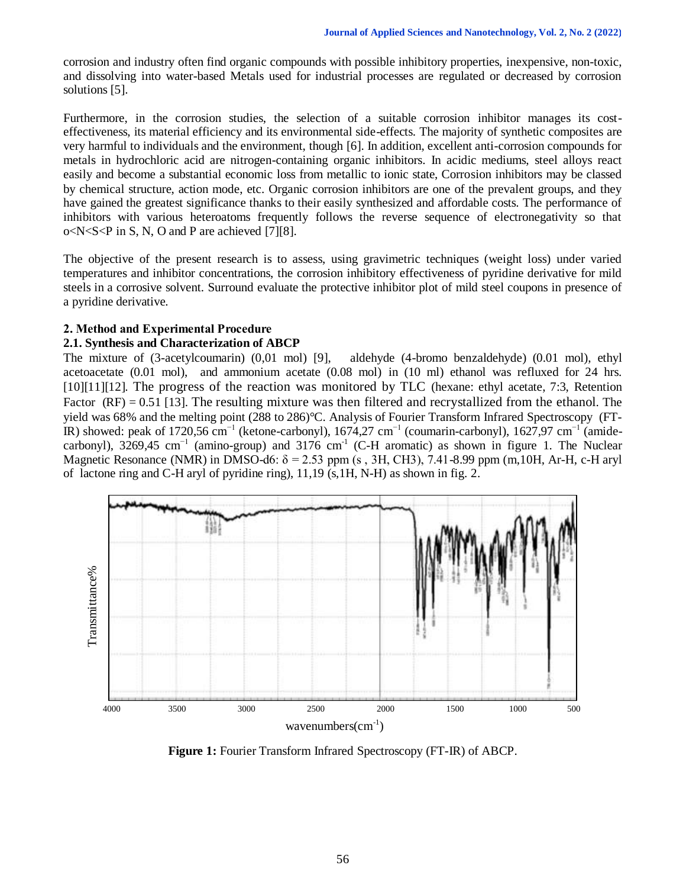corrosion and industry often find organic compounds with possible inhibitory properties, inexpensive, non-toxic, and dissolving into water-based Metals used for industrial processes are regulated or decreased by corrosion solutions [5].

Furthermore, in the corrosion studies, the selection of a suitable corrosion inhibitor manages its cost-effectiveness, its material efficiency and its environmental side-effects. The majority of synthetic composites are very harmful to individuals and the environment, though [6]. In addition, excellent anti-corrosion compounds for metals in hydrochloric acid are nitrogen-containing organic inhibitors. In acidic mediums, steel alloys react easily and become a substantial economic loss from metallic to ionic state, Corrosion inhibitors may be classed by chemical structure, action mode, etc. Organic corrosion inhibitors are one of the prevalent groups, and they have gained the greatest significance thanks to their easily synthesized and affordable costs. The performance of inhibitors with various heteroatoms frequently follows the reverse sequence of electronegativity so that o<N<S<P in S, N, O and P are achieved [7][8].

The objective of the present research is to assess, using gravimetric techniques (weight loss) under varied temperatures and inhibitor concentrations, the corrosion inhibitory effectiveness of pyridine derivative for mild steels in a corrosive solvent. Surround evaluate the protective inhibitor plot of mild steel coupons in presence of a pyridine derivative.

## 2. Method and Experimental Procedure

### 2.1. Synthesis and Characterization of ABCP

The mixture of (3-acetylcoumarin) (0,01 mol) [9], aldehyde (4-bromo benzaldehyde) (0.01 mol), ethyl acetoacetate (0.01 mol), and ammonium acetate (0.08 mol) in (10 ml) ethanol was refluxed for 24 hrs. [10][11][12]. The progress of the reaction was monitored by TLC (hexane: ethyl acetate, 7:3, Retention Factor (RF) = 0.51 [13]. The resulting mixture was then filtered and recrystallized from the ethanol. The yield was 68% and the melting point (288 to 286)°C. Analysis of Fourier Transform Infrared Spectroscopy (FT-IR) showed: peak of 1720,56 $cm^{-1}$ (ketone-carbonyl), 1674,27 $cm^{-1}$ (coumarin-carbonyl), 1627,97 $cm^{-1}$ (amide-carbonyl), 3269,45 $cm^{-1}$ (amino-group) and 3176 $cm^{-1}$ (C-H aromatic) as shown in figure 1. The Nuclear Magnetic Resonance (NMR) in DMSO-d6: δ = 2.53 ppm (s , 3H, CH3), 7.41-8.99 ppm (m,10H, Ar-H, c-H aryl of lactone ring and C-H aryl of pyridine ring), 11,19 (s,1H, N-H) as shown in fig. 2.

**Figure 1:** Fourier Transform Infrared Spectroscopy (FT-IR) of ABCP.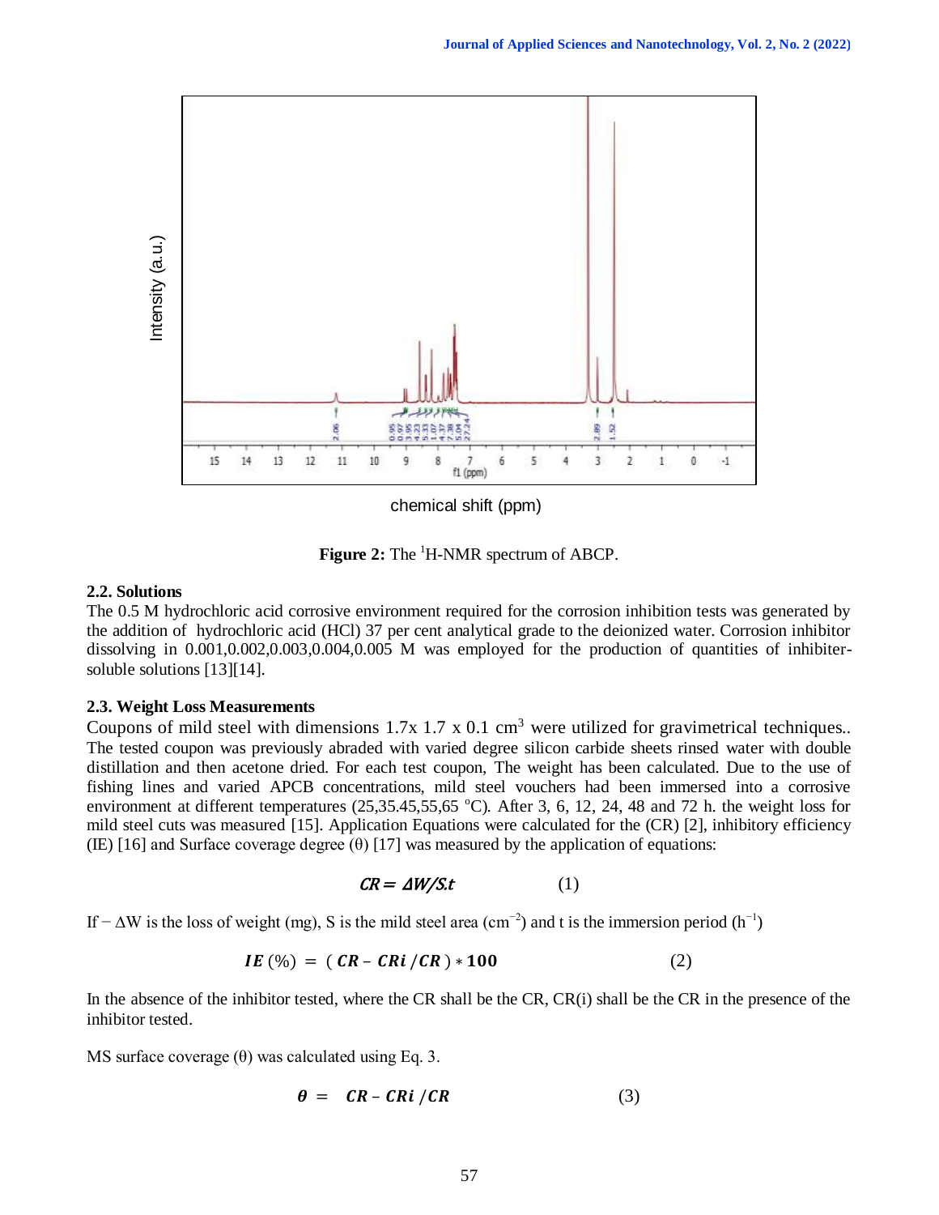**Figure 2:** The [1]H-NMR spectrum of ABCP.

### 2.2. Solutions

The 0.5 M hydrochloric acid corrosive environment required for the corrosion inhibition tests was generated by the addition of hydrochloric acid (HCl) 37 per cent analytical grade to the deionized water. Corrosion inhibitor dissolving in 0.001,0.002,0.003,0.004,0.005 M was employed for the production of quantities of inhibiter-soluble solutions [13][14].

### 2.3. Weight Loss Measurements

Coupons of mild steel with dimensions 1.7x 1.7 x 0.1 $cm^3$ were utilized for gravimetrical techniques.. The tested coupon was previously abraded with varied degree silicon carbide sheets rinsed water with double distillation and then acetone dried. For each test coupon, The weight has been calculated. Due to the use of fishing lines and varied APCB concentrations, mild steel vouchers had been immersed into a corrosive environment at different temperatures (25,35.45,55,65 °C). After 3, 6, 12, 24, 48 and 72 h. the weight loss for mild steel cuts was measured [15]. Application Equations were calculated for the (CR) [2], inhibitory efficiency (IE) [16] and Surface coverage degree (θ) [17] was measured by the application of equations:

$$CR = \Delta W/S.t \qquad (1)$$

If − ΔW is the loss of weight (mg), S is the mild steel area ($cm^{-2}$) and t is the immersion period ($h^{-1}$)

$$IE\,(\%) = (CR - CRi\,/CR) * 100 \qquad (2)$$

In the absence of the inhibitor tested, where the CR shall be the CR, CR(i) shall be the CR in the presence of the inhibitor tested.

MS surface coverage (θ) was calculated using Eq. 3.

$$\theta = CR - CRi\,/CR \qquad (3)$$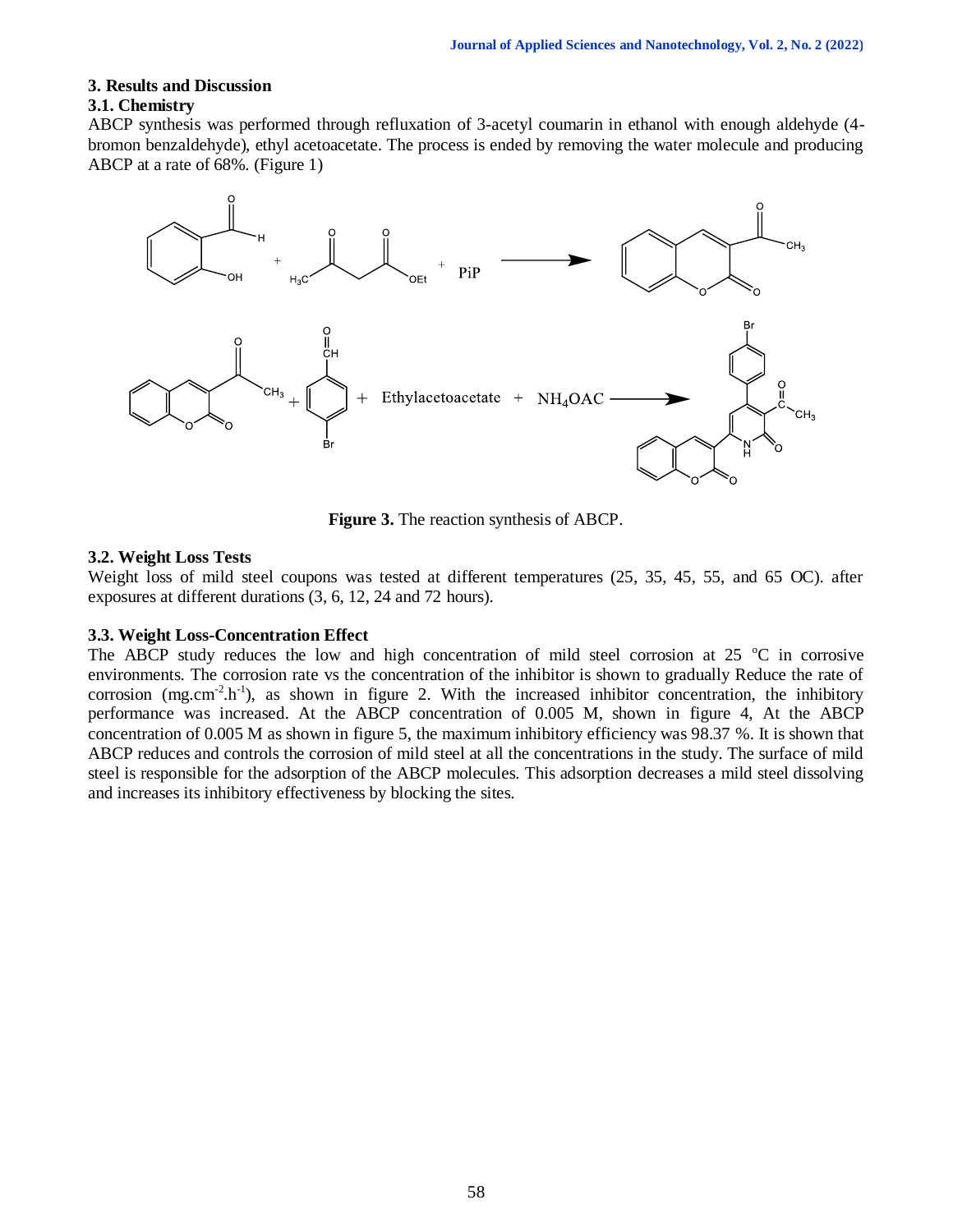## 3. Results and Discussion

### 3.1. Chemistry

ABCP synthesis was performed through refluxation of 3-acetyl coumarin in ethanol with enough aldehyde (4-bromon benzaldehyde), ethyl acetoacetate. The process is ended by removing the water molecule and producing ABCP at a rate of 68%. (Figure 1)

**Figure 3.** The reaction synthesis of ABCP.

### 3.2. Weight Loss Tests

Weight loss of mild steel coupons was tested at different temperatures (25, 35, 45, 55, and 65 OC). after exposures at different durations (3, 6, 12, 24 and 72 hours).

### 3.3. Weight Loss-Concentration Effect

The ABCP study reduces the low and high concentration of mild steel corrosion at 25 $^{o}$C in corrosive environments. The corrosion rate vs the concentration of the inhibitor is shown to gradually Reduce the rate of corrosion (mg.cm$^{-2}$.h$^{-1}$), as shown in figure 2. With the increased inhibitor concentration, the inhibitory performance was increased. At the ABCP concentration of 0.005 M, shown in figure 4, At the ABCP concentration of 0.005 M as shown in figure 5, the maximum inhibitory efficiency was 98.37 %. It is shown that ABCP reduces and controls the corrosion of mild steel at all the concentrations in the study. The surface of mild steel is responsible for the adsorption of the ABCP molecules. This adsorption decreases a mild steel dissolving and increases its inhibitory effectiveness by blocking the sites.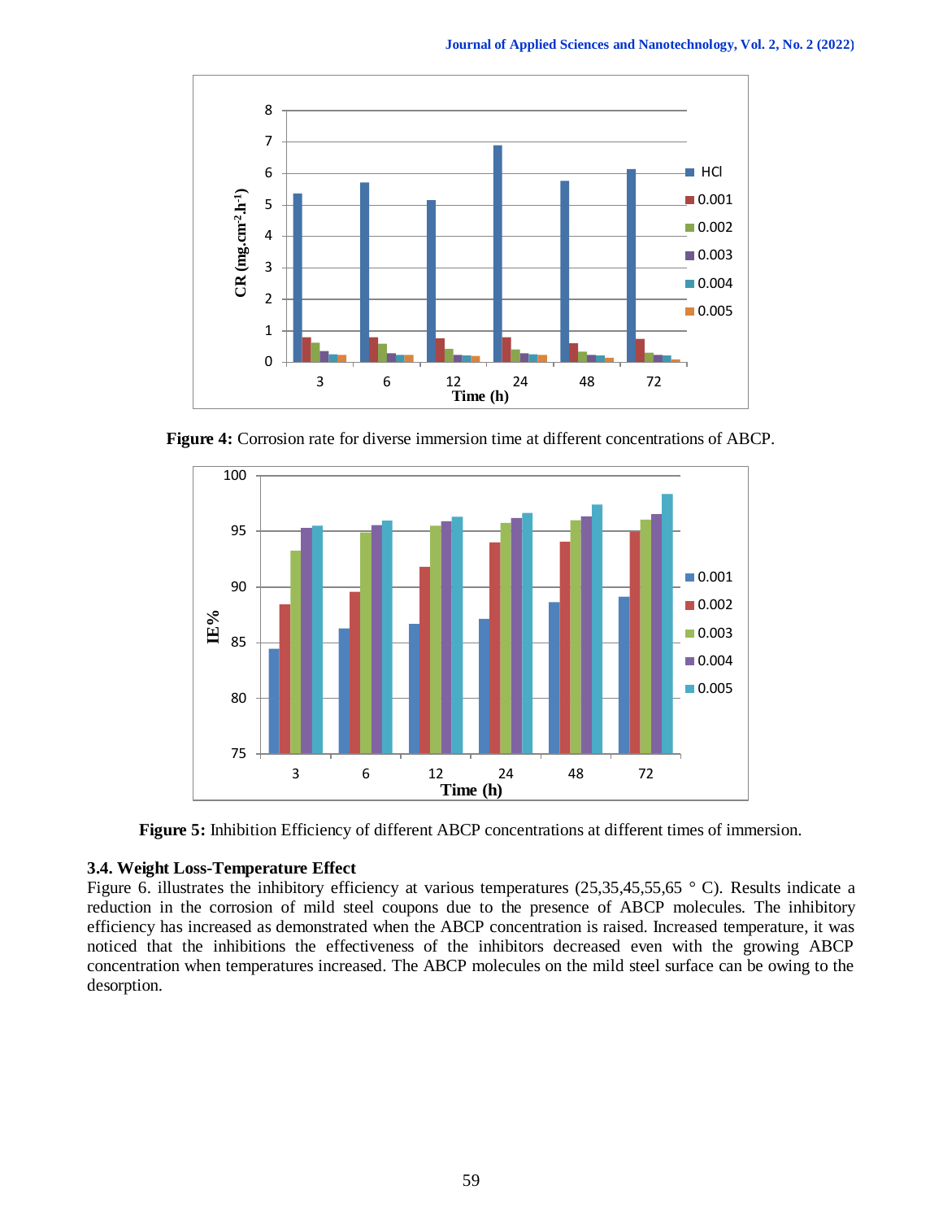Figure 4: Corrosion rate for diverse immersion time at different concentrations of ABCP.

Figure 5: Inhibition Efficiency of different ABCP concentrations at different times of immersion.

### 3.4. Weight Loss-Temperature Effect

Figure 6. illustrates the inhibitory efficiency at various temperatures (25,35,45,55,65 ° C). Results indicate a reduction in the corrosion of mild steel coupons due to the presence of ABCP molecules. The inhibitory efficiency has increased as demonstrated when the ABCP concentration is raised. Increased temperature, it was noticed that the inhibitions the effectiveness of the inhibitors decreased even with the growing ABCP concentration when temperatures increased. The ABCP molecules on the mild steel surface can be owing to the desorption.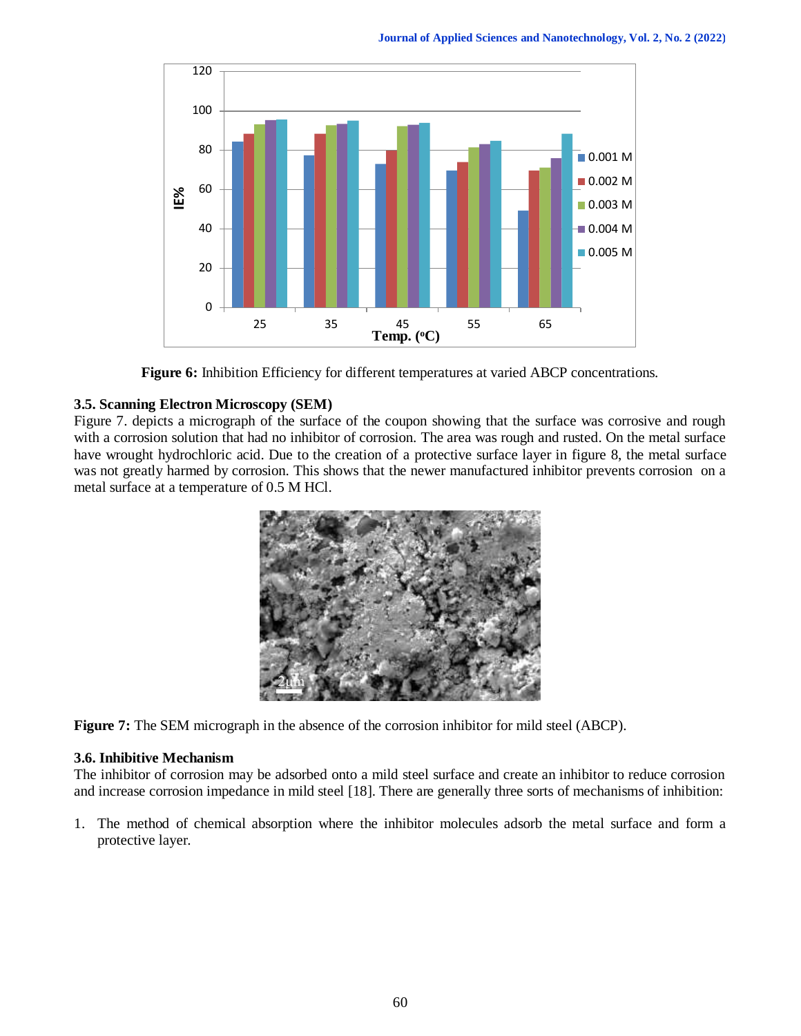Figure 6: Inhibition Efficiency for different temperatures at varied ABCP concentrations.

### 3.5. Scanning Electron Microscopy (SEM)

Figure 7. depicts a micrograph of the surface of the coupon showing that the surface was corrosive and rough with a corrosion solution that had no inhibitor of corrosion. The area was rough and rusted. On the metal surface have wrought hydrochloric acid. Due to the creation of a protective surface layer in figure 8, the metal surface was not greatly harmed by corrosion. This shows that the newer manufactured inhibitor prevents corrosion on a metal surface at a temperature of 0.5 M HCl.

**Figure 7:** The SEM micrograph in the absence of the corrosion inhibitor for mild steel (ABCP).

### 3.6. Inhibitive Mechanism

The inhibitor of corrosion may be adsorbed onto a mild steel surface and create an inhibitor to reduce corrosion and increase corrosion impedance in mild steel [18]. There are generally three sorts of mechanisms of inhibition:

1. The method of chemical absorption where the inhibitor molecules adsorb the metal surface and form a protective layer.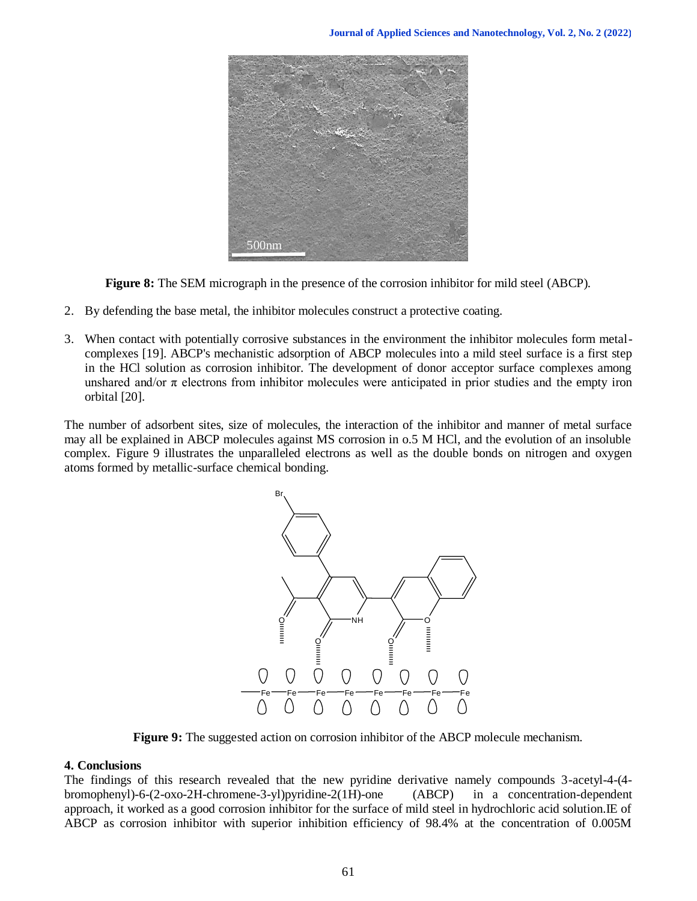**Figure 8:** The SEM micrograph in the presence of the corrosion inhibitor for mild steel (ABCP).

2. By defending the base metal, the inhibitor molecules construct a protective coating.

3. When contact with potentially corrosive substances in the environment the inhibitor molecules form metal-complexes [19]. ABCP's mechanistic adsorption of ABCP molecules into a mild steel surface is a first step in the HCl solution as corrosion inhibitor. The development of donor acceptor surface complexes among unshared and/or π electrons from inhibitor molecules were anticipated in prior studies and the empty iron orbital [20].

The number of adsorbent sites, size of molecules, the interaction of the inhibitor and manner of metal surface may all be explained in ABCP molecules against MS corrosion in o.5 M HCl, and the evolution of an insoluble complex. Figure 9 illustrates the unparalleled electrons as well as the double bonds on nitrogen and oxygen atoms formed by metallic-surface chemical bonding.

**Figure 9:** The suggested action on corrosion inhibitor of the ABCP molecule mechanism.

## 4. Conclusions

The findings of this research revealed that the new pyridine derivative namely compounds 3-acetyl-4-(4-bromophenyl)-6-(2-oxo-2H-chromene-3-yl)pyridine-2(1H)-one (ABCP) in a concentration-dependent approach, it worked as a good corrosion inhibitor for the surface of mild steel in hydrochloric acid solution.IE of ABCP as corrosion inhibitor with superior inhibition efficiency of 98.4% at the concentration of 0.005M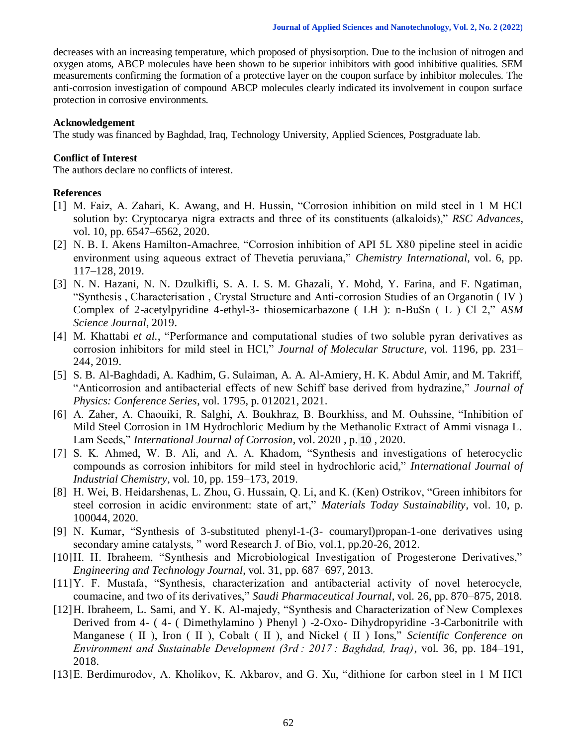decreases with an increasing temperature, which proposed of physisorption. Due to the inclusion of nitrogen and oxygen atoms, ABCP molecules have been shown to be superior inhibitors with good inhibitive qualities. SEM measurements confirming the formation of a protective layer on the coupon surface by inhibitor molecules. The anti-corrosion investigation of compound ABCP molecules clearly indicated its involvement in coupon surface protection in corrosive environments.

## Acknowledgement

The study was financed by Baghdad, Iraq, Technology University, Applied Sciences, Postgraduate lab.

## Conflict of Interest

The authors declare no conflicts of interest.

## References

[1] M. Faiz, A. Zahari, K. Awang, and H. Hussin, "Corrosion inhibition on mild steel in 1 M HCl solution by: Cryptocarya nigra extracts and three of its constituents (alkaloids)," *RSC Advances*, vol. 10, pp. 6547–6562, 2020.

[2] N. B. I. Akens Hamilton-Amachree, "Corrosion inhibition of API 5L X80 pipeline steel in acidic environment using aqueous extract of Thevetia peruviana," *Chemistry International*, vol. 6, pp. 117–128, 2019.

[3] N. N. Hazani, N. N. Dzulkifli, S. A. I. S. M. Ghazali, Y. Mohd, Y. Farina, and F. Ngatiman, "Synthesis , Characterisation , Crystal Structure and Anti-corrosion Studies of an Organotin ( IV ) Complex of 2-acetylpyridine 4-ethyl-3- thiosemicarbazone ( LH ): n-BuSn ( L ) Cl 2," *ASM Science Journal*, 2019.

[4] M. Khattabi *et al.*, "Performance and computational studies of two soluble pyran derivatives as corrosion inhibitors for mild steel in HCl," *Journal of Molecular Structure*, vol. 1196, pp. 231–244, 2019.

[5] S. B. Al-Baghdadi, A. Kadhim, G. Sulaiman, A. A. Al-Amiery, H. K. Abdul Amir, and M. Takriff, "Anticorrosion and antibacterial effects of new Schiff base derived from hydrazine," *Journal of Physics: Conference Series*, vol. 1795, p. 012021, 2021.

[6] A. Zaher, A. Chaouiki, R. Salghi, A. Boukhraz, B. Bourkhiss, and M. Ouhssine, "Inhibition of Mild Steel Corrosion in 1M Hydrochloric Medium by the Methanolic Extract of Ammi visnaga L. Lam Seeds," *International Journal of Corrosion*, vol. 2020 , p. 10 , 2020.

[7] S. K. Ahmed, W. B. Ali, and A. A. Khadom, "Synthesis and investigations of heterocyclic compounds as corrosion inhibitors for mild steel in hydrochloric acid," *International Journal of Industrial Chemistry*, vol. 10, pp. 159–173, 2019.

[8] H. Wei, B. Heidarshenas, L. Zhou, G. Hussain, Q. Li, and K. (Ken) Ostrikov, "Green inhibitors for steel corrosion in acidic environment: state of art," *Materials Today Sustainability*, vol. 10, p. 100044, 2020.

[9] N. Kumar, "Synthesis of 3-substituted phenyl-1-(3- coumaryl)propan-1-one derivatives using secondary amine catalysts, " word Research J. of Bio, vol.1, pp.20-26, 2012.

[10] H. H. Ibraheem, "Synthesis and Microbiological Investigation of Progesterone Derivatives," *Engineering and Technology Journal*, vol. 31, pp. 687–697, 2013.

[11] Y. F. Mustafa, "Synthesis, characterization and antibacterial activity of novel heterocycle, coumacine, and two of its derivatives," *Saudi Pharmaceutical Journal*, vol. 26, pp. 870–875, 2018.

[12] H. Ibraheem, L. Sami, and Y. K. Al-majedy, "Synthesis and Characterization of New Complexes Derived from 4- ( 4- ( Dimethylamino ) Phenyl ) -2-Oxo- Dihydropyridine -3-Carbonitrile with Manganese ( II ), Iron ( II ), Cobalt ( II ), and Nickel ( II ) Ions," *Scientific Conference on Environment and Sustainable Development (3rd : 2017 : Baghdad, Iraq)*, vol. 36, pp. 184–191, 2018.

[13] E. Berdimurodov, A. Kholikov, K. Akbarov, and G. Xu, "dithione for carbon steel in 1 M HCl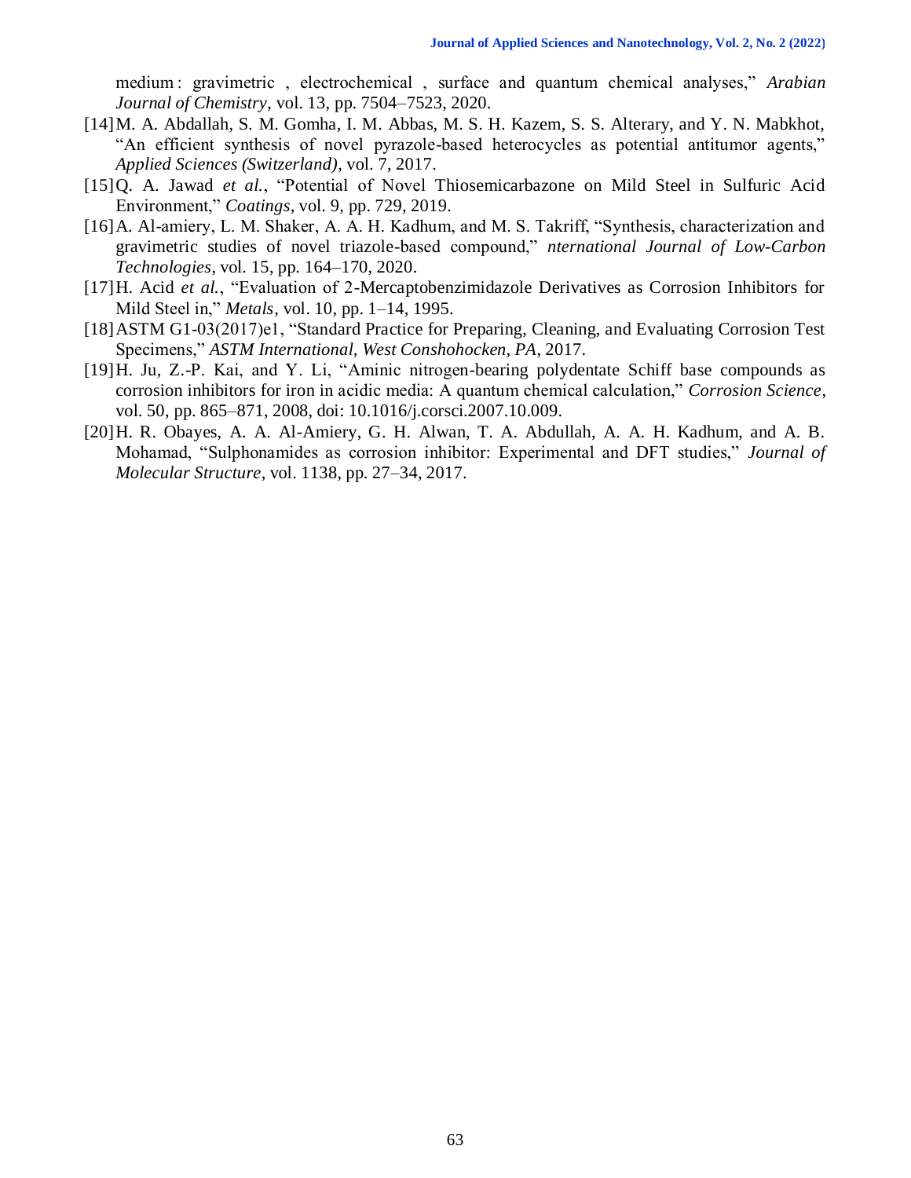medium : gravimetric , electrochemical , surface and quantum chemical analyses," *Arabian Journal of Chemistry*, vol. 13, pp. 7504–7523, 2020.

[14] M. A. Abdallah, S. M. Gomha, I. M. Abbas, M. S. H. Kazem, S. S. Alterary, and Y. N. Mabkhot, "An efficient synthesis of novel pyrazole-based heterocycles as potential antitumor agents," *Applied Sciences (Switzerland)*, vol. 7, 2017.

[15] Q. A. Jawad *et al.*, "Potential of Novel Thiosemicarbazone on Mild Steel in Sulfuric Acid Environment," *Coatings*, vol. 9, pp. 729, 2019.

[16] A. Al-amiery, L. M. Shaker, A. A. H. Kadhum, and M. S. Takriff, "Synthesis, characterization and gravimetric studies of novel triazole-based compound," *nternational Journal of Low-Carbon Technologies*, vol. 15, pp. 164–170, 2020.

[17] H. Acid *et al.*, "Evaluation of 2-Mercaptobenzimidazole Derivatives as Corrosion Inhibitors for Mild Steel in," *Metals*, vol. 10, pp. 1–14, 1995.

[18] ASTM G1-03(2017)e1, "Standard Practice for Preparing, Cleaning, and Evaluating Corrosion Test Specimens," *ASTM International, West Conshohocken, PA*, 2017.

[19] H. Ju, Z.-P. Kai, and Y. Li, "Aminic nitrogen-bearing polydentate Schiff base compounds as corrosion inhibitors for iron in acidic media: A quantum chemical calculation," *Corrosion Science*, vol. 50, pp. 865–871, 2008, doi: 10.1016/j.corsci.2007.10.009.

[20] H. R. Obayes, A. A. Al-Amiery, G. H. Alwan, T. A. Abdullah, A. A. H. Kadhum, and A. B. Mohamad, "Sulphonamides as corrosion inhibitor: Experimental and DFT studies," *Journal of Molecular Structure*, vol. 1138, pp. 27–34, 2017.